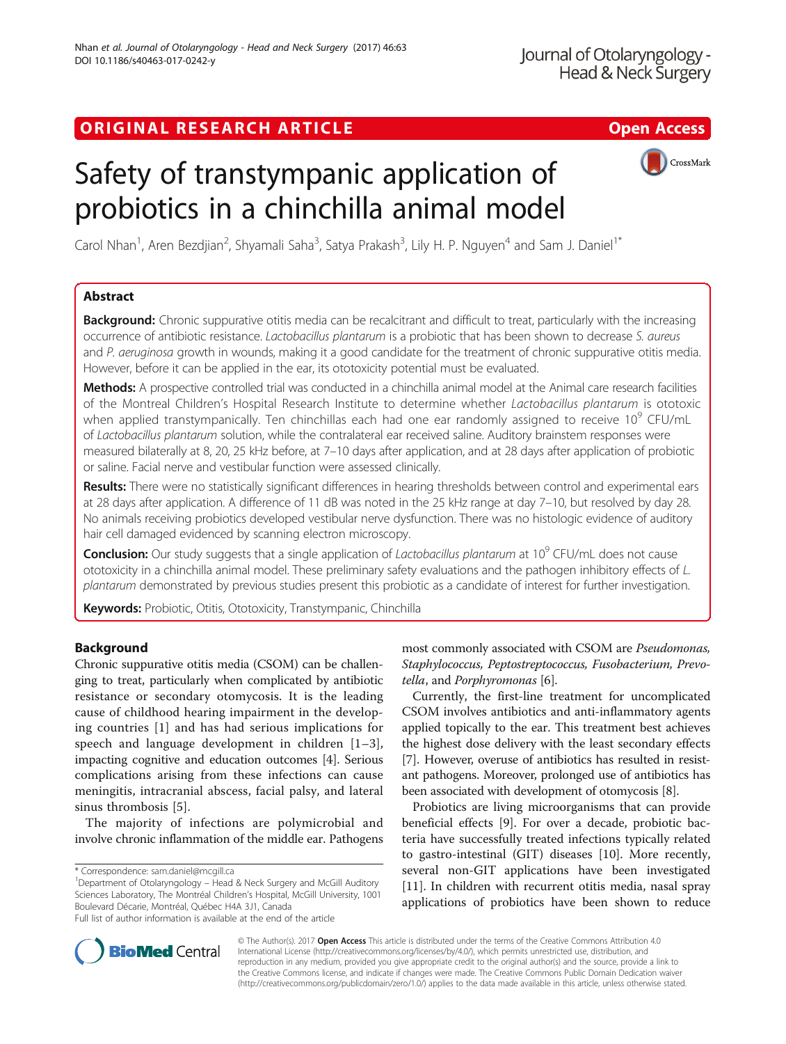ORIGINAL RESEARCH ARTICLE

Open Access

# Safety of transtympanic application of probiotics in a chinchilla animal model

Carol Nhan[1], Aren Bezdjian[2], Shyamali Saha[3], Satya Prakash[3], Lily H. P. Nguyen[4] and Sam J. Daniel[1*]

## Abstract

**Background:** Chronic suppurative otitis media can be recalcitrant and difficult to treat, particularly with the increasing occurrence of antibiotic resistance. *Lactobacillus plantarum* is a probiotic that has been shown to decrease *S. aureus* and *P. aeruginosa* growth in wounds, making it a good candidate for the treatment of chronic suppurative otitis media. However, before it can be applied in the ear, its ototoxicity potential must be evaluated.

**Methods:** A prospective controlled trial was conducted in a chinchilla animal model at the Animal care research facilities of the Montreal Children's Hospital Research Institute to determine whether *Lactobacillus plantarum* is ototoxic when applied transtympanically. Ten chinchillas each had one ear randomly assigned to receive $10^9$ CFU/mL of *Lactobacillus plantarum* solution, while the contralateral ear received saline. Auditory brainstem responses were measured bilaterally at 8, 20, 25 kHz before, at 7–10 days after application, and at 28 days after application of probiotic or saline. Facial nerve and vestibular function were assessed clinically.

**Results:** There were no statistically significant differences in hearing thresholds between control and experimental ears at 28 days after application. A difference of 11 dB was noted in the 25 kHz range at day 7–10, but resolved by day 28. No animals receiving probiotics developed vestibular nerve dysfunction. There was no histologic evidence of auditory hair cell damaged evidenced by scanning electron microscopy.

**Conclusion:** Our study suggests that a single application of *Lactobacillus plantarum* at $10^9$ CFU/mL does not cause ototoxicity in a chinchilla animal model. These preliminary safety evaluations and the pathogen inhibitory effects of *L. plantarum* demonstrated by previous studies present this probiotic as a candidate of interest for further investigation.

**Keywords:** Probiotic, Otitis, Ototoxicity, Transtympanic, Chinchilla

## Background

Chronic suppurative otitis media (CSOM) can be challenging to treat, particularly when complicated by antibiotic resistance or secondary otomycosis. It is the leading cause of childhood hearing impairment in the developing countries [1] and has had serious implications for speech and language development in children [1–3], impacting cognitive and education outcomes [4]. Serious complications arising from these infections can cause meningitis, intracranial abscess, facial palsy, and lateral sinus thrombosis [5].

The majority of infections are polymicrobial and involve chronic inflammation of the middle ear. Pathogens most commonly associated with CSOM are *Pseudomonas, Staphylococcus, Peptostreptococcus, Fusobacterium, Prevotella*, and *Porphyromonas* [6].

Currently, the first-line treatment for uncomplicated CSOM involves antibiotics and anti-inflammatory agents applied topically to the ear. This treatment best achieves the highest dose delivery with the least secondary effects [7]. However, overuse of antibiotics has resulted in resistant pathogens. Moreover, prolonged use of antibiotics has been associated with development of otomycosis [8].

Probiotics are living microorganisms that can provide beneficial effects [9]. For over a decade, probiotic bacteria have successfully treated infections typically related to gastro-intestinal (GIT) diseases [10]. More recently, several non-GIT applications have been investigated [11]. In children with recurrent otitis media, nasal spray applications of probiotics have been shown to reduce

\* Correspondence: sam.daniel@mcgill.ca
[1]Department of Otolaryngology – Head & Neck Surgery and McGill Auditory Sciences Laboratory, The Montréal Children's Hospital, McGill University, 1001 Boulevard Décarie, Montréal, Québec H4A 3J1, Canada
Full list of author information is available at the end of the article

© The Author(s). 2017 **Open Access** This article is distributed under the terms of the Creative Commons Attribution 4.0 International License (http://creativecommons.org/licenses/by/4.0/), which permits unrestricted use, distribution, and reproduction in any medium, provided you give appropriate credit to the original author(s) and the source, provide a link to the Creative Commons license, and indicate if changes were made. The Creative Commons Public Domain Dedication waiver (http://creativecommons.org/publicdomain/zero/1.0/) applies to the data made available in this article, unless otherwise stated.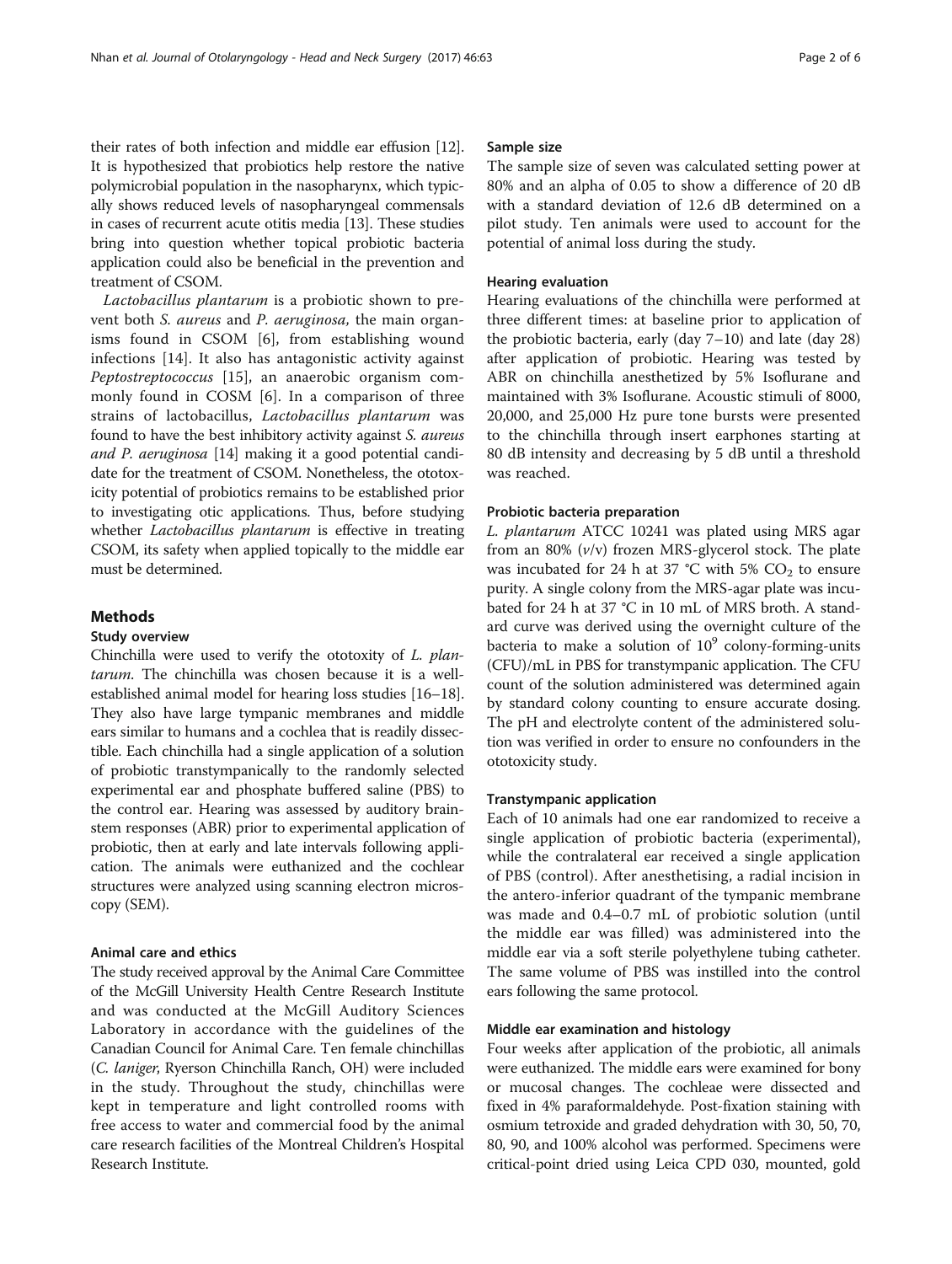their rates of both infection and middle ear effusion [12]. It is hypothesized that probiotics help restore the native polymicrobial population in the nasopharynx, which typically shows reduced levels of nasopharyngeal commensals in cases of recurrent acute otitis media [13]. These studies bring into question whether topical probiotic bacteria application could also be beneficial in the prevention and treatment of CSOM.

*Lactobacillus plantarum* is a probiotic shown to prevent both *S. aureus* and *P. aeruginosa*, the main organisms found in CSOM [6], from establishing wound infections [14]. It also has antagonistic activity against *Peptostreptococcus* [15], an anaerobic organism commonly found in COSM [6]. In a comparison of three strains of lactobacillus, *Lactobacillus plantarum* was found to have the best inhibitory activity against *S. aureus and P. aeruginosa* [14] making it a good potential candidate for the treatment of CSOM. Nonetheless, the ototoxicity potential of probiotics remains to be established prior to investigating otic applications. Thus, before studying whether *Lactobacillus plantarum* is effective in treating CSOM, its safety when applied topically to the middle ear must be determined.

## Methods

### Study overview

Chinchilla were used to verify the ototoxity of *L. plantarum*. The chinchilla was chosen because it is a well-established animal model for hearing loss studies [16–18]. They also have large tympanic membranes and middle ears similar to humans and a cochlea that is readily dissectible. Each chinchilla had a single application of a solution of probiotic transtympanically to the randomly selected experimental ear and phosphate buffered saline (PBS) to the control ear. Hearing was assessed by auditory brainstem responses (ABR) prior to experimental application of probiotic, then at early and late intervals following application. The animals were euthanized and the cochlear structures were analyzed using scanning electron microscopy (SEM).

### Animal care and ethics

The study received approval by the Animal Care Committee of the McGill University Health Centre Research Institute and was conducted at the McGill Auditory Sciences Laboratory in accordance with the guidelines of the Canadian Council for Animal Care. Ten female chinchillas (*C. laniger*, Ryerson Chinchilla Ranch, OH) were included in the study. Throughout the study, chinchillas were kept in temperature and light controlled rooms with free access to water and commercial food by the animal care research facilities of the Montreal Children's Hospital Research Institute.

### Sample size

The sample size of seven was calculated setting power at 80% and an alpha of 0.05 to show a difference of 20 dB with a standard deviation of 12.6 dB determined on a pilot study. Ten animals were used to account for the potential of animal loss during the study.

### Hearing evaluation

Hearing evaluations of the chinchilla were performed at three different times: at baseline prior to application of the probiotic bacteria, early (day 7–10) and late (day 28) after application of probiotic. Hearing was tested by ABR on chinchilla anesthetized by 5% Isoflurane and maintained with 3% Isoflurane. Acoustic stimuli of 8000, 20,000, and 25,000 Hz pure tone bursts were presented to the chinchilla through insert earphones starting at 80 dB intensity and decreasing by 5 dB until a threshold was reached.

### Probiotic bacteria preparation

*L. plantarum* ATCC 10241 was plated using MRS agar from an 80% (*v*/v) frozen MRS-glycerol stock. The plate was incubated for 24 h at 37 °C with 5% $CO_2$ to ensure purity. A single colony from the MRS-agar plate was incubated for 24 h at 37 °C in 10 mL of MRS broth. A standard curve was derived using the overnight culture of the bacteria to make a solution of $10^9$ colony-forming-units (CFU)/mL in PBS for transtympanic application. The CFU count of the solution administered was determined again by standard colony counting to ensure accurate dosing. The pH and electrolyte content of the administered solution was verified in order to ensure no confounders in the ototoxicity study.

### Transtympanic application

Each of 10 animals had one ear randomized to receive a single application of probiotic bacteria (experimental), while the contralateral ear received a single application of PBS (control). After anesthetising, a radial incision in the antero-inferior quadrant of the tympanic membrane was made and 0.4–0.7 mL of probiotic solution (until the middle ear was filled) was administered into the middle ear via a soft sterile polyethylene tubing catheter. The same volume of PBS was instilled into the control ears following the same protocol.

### Middle ear examination and histology

Four weeks after application of the probiotic, all animals were euthanized. The middle ears were examined for bony or mucosal changes. The cochleae were dissected and fixed in 4% paraformaldehyde. Post-fixation staining with osmium tetroxide and graded dehydration with 30, 50, 70, 80, 90, and 100% alcohol was performed. Specimens were critical-point dried using Leica CPD 030, mounted, gold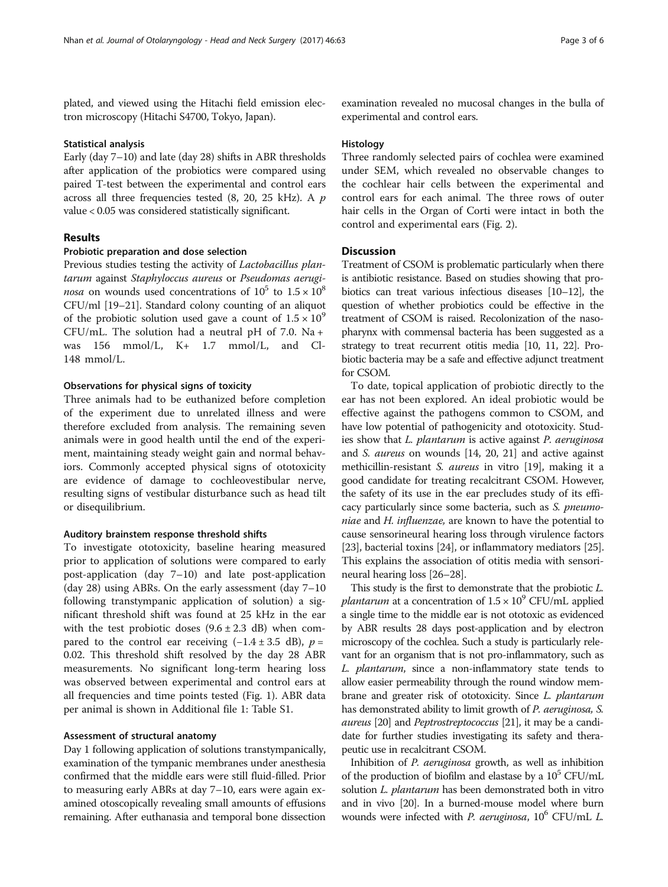plated, and viewed using the Hitachi field emission electron microscopy (Hitachi S4700, Tokyo, Japan).

### Statistical analysis

Early (day 7–10) and late (day 28) shifts in ABR thresholds after application of the probiotics were compared using paired T-test between the experimental and control ears across all three frequencies tested (8, 20, 25 kHz). A $p$ value < 0.05 was considered statistically significant.

## Results

### Probiotic preparation and dose selection

Previous studies testing the activity of *Lactobacillus plantarum* against *Staphyloccus aureus* or *Pseudomas aeruginosa* on wounds used concentrations of $10^5$ to $1.5 \times 10^8$ CFU/ml [19–21]. Standard colony counting of an aliquot of the probiotic solution used gave a count of $1.5 \times 10^9$ CFU/mL. The solution had a neutral pH of 7.0. $Na^+$ was 156 mmol/L, $K^+$ 1.7 mmol/L, and $Cl^-$ 148 mmol/L.

### Observations for physical signs of toxicity

Three animals had to be euthanized before completion of the experiment due to unrelated illness and were therefore excluded from analysis. The remaining seven animals were in good health until the end of the experiment, maintaining steady weight gain and normal behaviors. Commonly accepted physical signs of ototoxicity are evidence of damage to cochleovestibular nerve, resulting signs of vestibular disturbance such as head tilt or disequilibrium.

### Auditory brainstem response threshold shifts

To investigate ototoxicity, baseline hearing measured prior to application of solutions were compared to early post-application (day 7–10) and late post-application (day 28) using ABRs. On the early assessment (day 7–10 following transtympanic application of solution) a significant threshold shift was found at 25 kHz in the ear with the test probiotic doses ($9.6 \pm 2.3$ dB) when compared to the control ear receiving ($-1.4 \pm 3.5$ dB), $p = 0.02$. This threshold shift resolved by the day 28 ABR measurements. No significant long-term hearing loss was observed between experimental and control ears at all frequencies and time points tested (Fig. 1). ABR data per animal is shown in Additional file 1: Table S1.

### Assessment of structural anatomy

Day 1 following application of solutions transtympanically, examination of the tympanic membranes under anesthesia confirmed that the middle ears were still fluid-filled. Prior to measuring early ABRs at day 7–10, ears were again examined otoscopically revealing small amounts of effusions remaining. After euthanasia and temporal bone dissection examination revealed no mucosal changes in the bulla of experimental and control ears.

### Histology

Three randomly selected pairs of cochlea were examined under SEM, which revealed no observable changes to the cochlear hair cells between the experimental and control ears for each animal. The three rows of outer hair cells in the Organ of Corti were intact in both the control and experimental ears (Fig. 2).

## Discussion

Treatment of CSOM is problematic particularly when there is antibiotic resistance. Based on studies showing that probiotics can treat various infectious diseases [10–12], the question of whether probiotics could be effective in the treatment of CSOM is raised. Recolonization of the nasopharynx with commensal bacteria has been suggested as a strategy to treat recurrent otitis media [10, 11, 22]. Probiotic bacteria may be a safe and effective adjunct treatment for CSOM.

To date, topical application of probiotic directly to the ear has not been explored. An ideal probiotic would be effective against the pathogens common to CSOM, and have low potential of pathogenicity and ototoxicity. Studies show that *L. plantarum* is active against *P. aeruginosa* and *S. aureus* on wounds [14, 20, 21] and active against methicillin-resistant *S. aureus* in vitro [19], making it a good candidate for treating recalcitrant CSOM. However, the safety of its use in the ear precludes study of its efficacy particularly since some bacteria, such as *S. pneumoniae* and *H. influenzae,* are known to have the potential to cause sensorineural hearing loss through virulence factors [23], bacterial toxins [24], or inflammatory mediators [25]. This explains the association of otitis media with sensorineural hearing loss [26–28].

This study is the first to demonstrate that the probiotic *L. plantarum* at a concentration of $1.5 \times 10^9$ CFU/mL applied a single time to the middle ear is not ototoxic as evidenced by ABR results 28 days post-application and by electron microscopy of the cochlea. Such a study is particularly relevant for an organism that is not pro-inflammatory, such as *L. plantarum*, since a non-inflammatory state tends to allow easier permeability through the round window membrane and greater risk of ototoxicity. Since *L. plantarum* has demonstrated ability to limit growth of *P. aeruginosa, S. aureus* [20] and *Peptrostreptococcus* [21], it may be a candidate for further studies investigating its safety and therapeutic use in recalcitrant CSOM.

Inhibition of *P. aeruginosa* growth, as well as inhibition of the production of biofilm and elastase by a $10^5$ CFU/mL solution *L. plantarum* has been demonstrated both in vitro and in vivo [20]. In a burned-mouse model where burn wounds were infected with *P. aeruginosa*, $10^6$ CFU/mL *L.*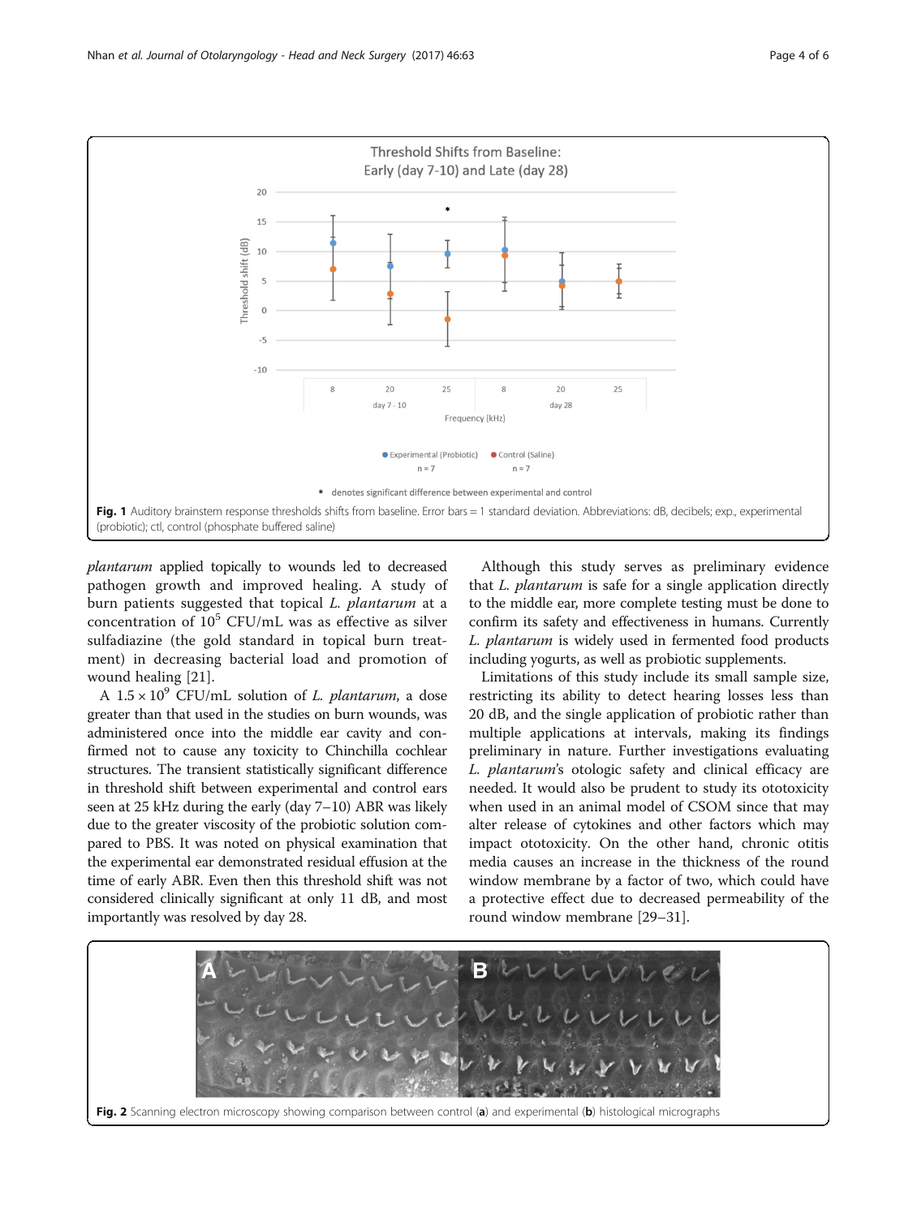Fig. 1 Auditory brainstem response thresholds shifts from baseline. Error bars = 1 standard deviation. Abbreviations: dB, decibels; exp., experimental (probiotic); ctl, control (phosphate buffered saline)

*plantarum* applied topically to wounds led to decreased pathogen growth and improved healing. A study of burn patients suggested that topical *L. plantarum* at a concentration of $10^5$ CFU/mL was as effective as silver sulfadiazine (the gold standard in topical burn treatment) in decreasing bacterial load and promotion of wound healing [21].

A $1.5 \times 10^9$ CFU/mL solution of *L. plantarum*, a dose greater than that used in the studies on burn wounds, was administered once into the middle ear cavity and confirmed not to cause any toxicity to Chinchilla cochlear structures. The transient statistically significant difference in threshold shift between experimental and control ears seen at 25 kHz during the early (day 7–10) ABR was likely due to the greater viscosity of the probiotic solution compared to PBS. It was noted on physical examination that the experimental ear demonstrated residual effusion at the time of early ABR. Even then this threshold shift was not considered clinically significant at only 11 dB, and most importantly was resolved by day 28.

Although this study serves as preliminary evidence that *L. plantarum* is safe for a single application directly to the middle ear, more complete testing must be done to confirm its safety and effectiveness in humans. Currently *L. plantarum* is widely used in fermented food products including yogurts, as well as probiotic supplements.

Limitations of this study include its small sample size, restricting its ability to detect hearing losses less than 20 dB, and the single application of probiotic rather than multiple applications at intervals, making its findings preliminary in nature. Further investigations evaluating *L. plantarum*'s otologic safety and clinical efficacy are needed. It would also be prudent to study its ototoxicity when used in an animal model of CSOM since that may alter release of cytokines and other factors which may impact ototoxicity. On the other hand, chronic otitis media causes an increase in the thickness of the round window membrane by a factor of two, which could have a protective effect due to decreased permeability of the round window membrane [29–31].

Fig. 2 Scanning electron microscopy showing comparison between control (**a**) and experimental (**b**) histological micrographs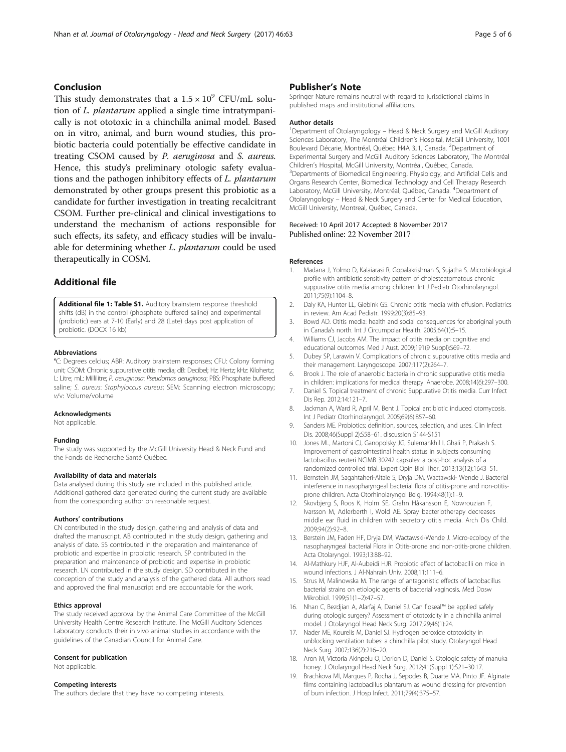## Conclusion

This study demonstrates that a $1.5 \times 10^9$ CFU/mL solution of *L. plantarum* applied a single time intratympanically is not ototoxic in a chinchilla animal model. Based on in vitro, animal, and burn wound studies, this probiotic bacteria could potentially be effective candidate in treating CSOM caused by *P. aeruginosa* and *S. aureus.* Hence, this study's preliminary otologic safety evaluations and the pathogen inhibitory effects of *L. plantarum* demonstrated by other groups present this probiotic as a candidate for further investigation in treating recalcitrant CSOM. Further pre-clinical and clinical investigations to understand the mechanism of actions responsible for such effects, its safety, and efficacy studies will be invaluable for determining whether *L. plantarum* could be used therapeutically in COSM.

## Additional file

**Additional file 1: Table S1.** Auditory brainstem response threshold shifts (dB) in the control (phosphate buffered saline) and experimental (probiotic) ears at 7-10 (Early) and 28 (Late) days post application of probiotic. (DOCX 16 kb)

#### Abbreviations

°C: Degrees celcius; ABR: Auditory brainstem responses; CFU: Colony forming unit; CSOM: Chronic suppurative otitis media; dB: Decibel; Hz: Hertz; kHz: Kilohertz; L: Litre; mL: Millilitre; *P. aeruginosa*: *Pseudomas aeruginosa*; PBS: Phosphate buffered saline; *S. aureus*: *Staphyloccus aureus*; SEM: Scanning electron microscopy; v/v: Volume/volume

#### Acknowledgments

Not applicable.

#### Funding

The study was supported by the McGill University Head & Neck Fund and the Fonds de Recherche Santé Québec.

#### Availability of data and materials

Data analysed during this study are included in this published article. Additional gathered data generated during the current study are available from the corresponding author on reasonable request.

#### Authors' contributions

CN contributed in the study design, gathering and analysis of data and drafted the manuscript. AB contributed in the study design, gathering and analysis of date. SS contributed in the preparation and maintenance of probiotic and expertise in probiotic research. SP contributed in the preparation and maintenance of probiotic and expertise in probiotic research. LN contributed in the study design. SD contributed in the conception of the study and analysis of the gathered data. All authors read and approved the final manuscript and are accountable for the work.

#### Ethics approval

The study received approval by the Animal Care Committee of the McGill University Health Centre Research Institute. The McGill Auditory Sciences Laboratory conducts their in vivo animal studies in accordance with the guidelines of the Canadian Council for Animal Care.

#### Consent for publication

Not applicable.

#### Competing interests

The authors declare that they have no competing interests.

## Publisher's Note

Springer Nature remains neutral with regard to jurisdictional claims in published maps and institutional affiliations.

#### Author details

[1]Department of Otolaryngology – Head & Neck Surgery and McGill Auditory Sciences Laboratory, The Montréal Children's Hospital, McGill University, 1001 Boulevard Décarie, Montréal, Québec H4A 3J1, Canada. [2]Department of Experimental Surgery and McGill Auditory Sciences Laboratory, The Montréal Children's Hospital, McGill University, Montréal, Québec, Canada. [3]Departments of Biomedical Engineering, Physiology, and Artificial Cells and Organs Research Center, Biomedical Technology and Cell Therapy Research Laboratory, McGill University, Montréal, Québec, Canada. [4]Department of Otolaryngology – Head & Neck Surgery and Center for Medical Education, McGill University, Montreal, Québec, Canada.

Received: 10 April 2017 Accepted: 8 November 2017
Published online: 22 November 2017

#### References

1. Madana J, Yolmo D, Kalaiarasi R, Gopalakrishnan S, Sujatha S. Microbiological profile with antibiotic sensitivity pattern of cholesteatomatous chronic suppurative otitis media among children. Int J Pediatr Otorhinolaryngol. 2011;75(9):1104–8.
2. Daly KA, Hunter LL, Giebink GS. Chronic otitis media with effusion. Pediatrics in review. Am Acad Pediatr. 1999;20(3):85–93.
3. Bowd AD. Otitis media: health and social consequences for aboriginal youth in Canada's north. Int J Circumpolar Health. 2005;64(1):5–15.
4. Williams CJ, Jacobs AM. The impact of otitis media on cognitive and educational outcomes. Med J Aust. 2009;191(9 Suppl):S69–72.
5. Dubey SP, Larawin V. Complications of chronic suppurative otitis media and their management. Laryngoscope. 2007;117(2):264–7.
6. Brook J. The role of anaerobic bacteria in chronic suppurative otitis media in children: implications for medical therapy. Anaerobe. 2008;14(6):297–300.
7. Daniel S. Topical treatment of chronic Suppurative Otitis media. Curr Infect Dis Rep. 2012;14:121–7.
8. Jackman A, Ward R, April M, Bent J. Topical antibiotic induced otomycosis. Int J Pediatr Otorhinolaryngol. 2005;69(6):857–60.
9. Sanders ME. Probiotics: definition, sources, selection, and uses. Clin Infect Dis. 2008;46(Suppl 2):S58–61. discussion S144-S151
10. Jones ML, Martoni CJ, Ganopolsky JG, Sulemankhil I, Ghali P, Prakash S. Improvement of gastrointestinal health status in subjects consuming lactobacillus reuteri NCIMB 30242 capsules: a post-hoc analysis of a randomized controlled trial. Expert Opin Biol Ther. 2013;13(12):1643–51.
11. Bernstein JM, Sagahtaheri-Altaie S, Dryja DM, Wactawski- Wende J. Bacterial interference in nasopharyngeal bacterial flora of otitis-prone and non-otitis-prone children. Acta Otorhinolaryngol Belg. 1994;48(1):1–9.
12. Skovbjerg S, Roos K, Holm SE, Grahn Håkansson E, Nowrouzian F, Ivarsson M, Adlerberth I, Wold AE. Spray bacteriotherapy decreases middle ear fluid in children with secretory otitis media. Arch Dis Child. 2009;94(2):92–8.
13. Berstein JM, Faden HF, Dryja DM, Wactawski-Wende J. Micro-ecology of the nasopharyngeal bacterial Flora in Otitis-prone and non-otitis-prone children. Acta Otolaryngol. 1993;13:88–92.
14. Al-Mathkury HJF, Al-Aubeidi HJR. Probiotic effect of lactobacilli on mice in wound infections. J Al-Nahrain Univ. 2008;11:111–6.
15. Strus M, Malinowska M. The range of antagonistic effects of lactobacillus bacterial strains on etiologic agents of bacterial vaginosis. Med Dosw Mikrobiol. 1999;51(1–2):47–57.
16. Nhan C, Bezdjian A, Alarfaj A, Daniel SJ. Can floseal™ be applied safely during otologic surgery? Assessment of ototoxicity in a chinchilla animal model. J Otolaryngol Head Neck Surg. 2017;29;46(1):24.
17. Nader ME, Kourelis M, Daniel SJ. Hydrogen peroxide ototoxicity in unblocking ventilation tubes: a chinchilla pilot study. Otolaryngol Head Neck Surg. 2007;136(2):216–20.
18. Aron M, Victoria Akinpelu O, Dorion D, Daniel S. Otologic safety of manuka honey. J Otolaryngol Head Neck Surg. 2012;41(Suppl 1):S21–30.17.
19. Brachkova MI, Marques P, Rocha J, Sepodes B, Duarte MA, Pinto JF. Alginate films containing lactobacillus plantarum as wound dressing for prevention of burn infection. J Hosp Infect. 2011;79(4):375–57.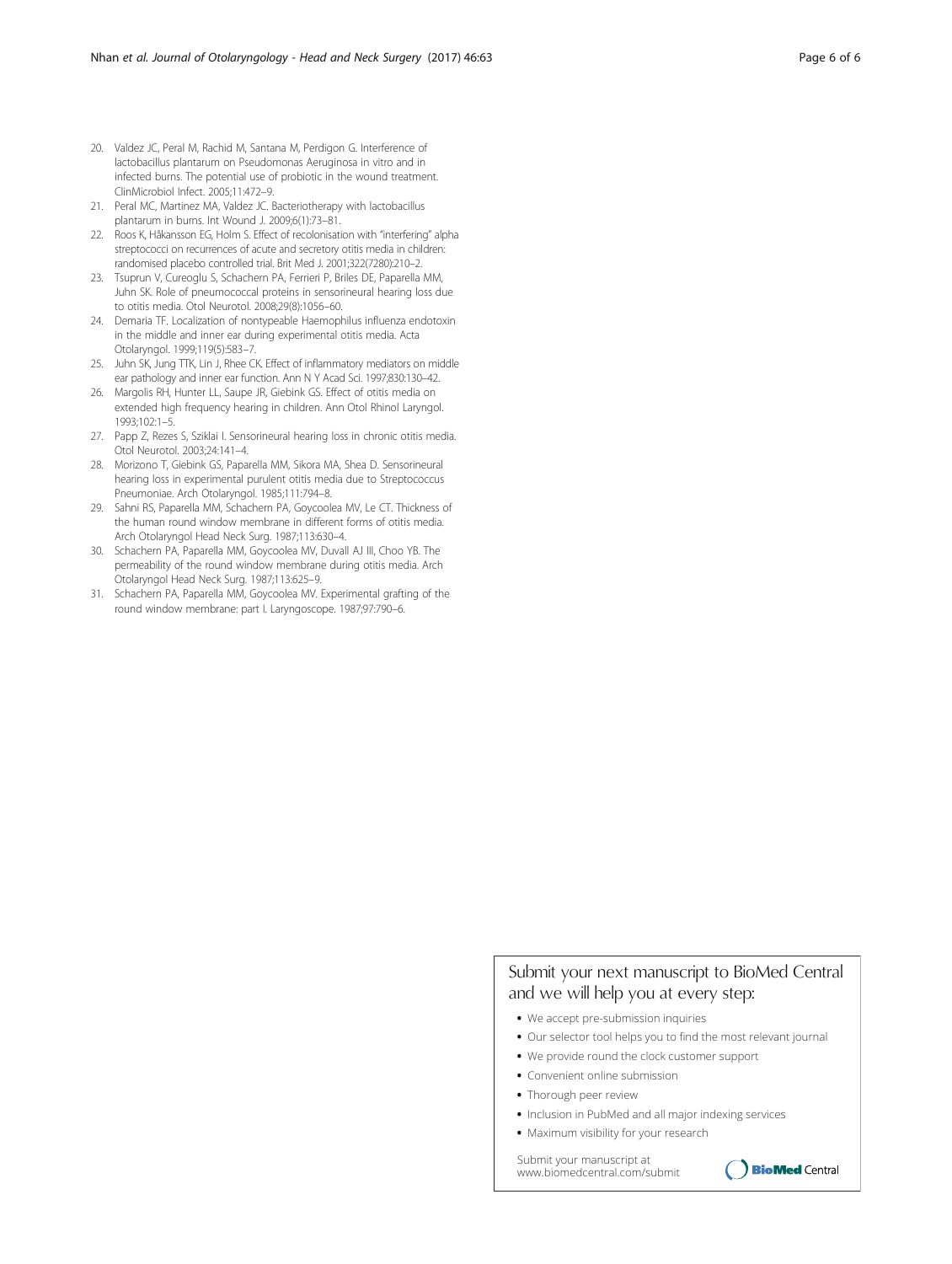20. Valdez JC, Peral M, Rachid M, Santana M, Perdigon G. Interference of lactobacillus plantarum on Pseudomonas Aeruginosa in vitro and in infected burns. The potential use of probiotic in the wound treatment. ClinMicrobiol Infect. 2005;11:472–9.
21. Peral MC, Martinez MA, Valdez JC. Bacteriotherapy with lactobacillus plantarum in burns. Int Wound J. 2009;6(1):73–81.
22. Roos K, Håkansson EG, Holm S. Effect of recolonisation with "interfering" alpha streptococci on recurrences of acute and secretory otitis media in children: randomised placebo controlled trial. Brit Med J. 2001;322(7280):210–2.
23. Tsuprun V, Cureoglu S, Schachern PA, Ferrieri P, Briles DE, Paparella MM, Juhn SK. Role of pneumococcal proteins in sensorineural hearing loss due to otitis media. Otol Neurotol. 2008;29(8):1056–60.
24. Demaria TF. Localization of nontypeable Haemophilus influenza endotoxin in the middle and inner ear during experimental otitis media. Acta Otolaryngol. 1999;119(5):583–7.
25. Juhn SK, Jung TTK, Lin J, Rhee CK. Effect of inflammatory mediators on middle ear pathology and inner ear function. Ann N Y Acad Sci. 1997;830:130–42.
26. Margolis RH, Hunter LL, Saupe JR, Giebink GS. Effect of otitis media on extended high frequency hearing in children. Ann Otol Rhinol Laryngol. 1993;102:1–5.
27. Papp Z, Rezes S, Sziklai I. Sensorineural hearing loss in chronic otitis media. Otol Neurotol. 2003;24:141–4.
28. Morizono T, Giebink GS, Paparella MM, Sikora MA, Shea D. Sensorineural hearing loss in experimental purulent otitis media due to Streptococcus Pneumoniae. Arch Otolaryngol. 1985;111:794–8.
29. Sahni RS, Paparella MM, Schachern PA, Goycoolea MV, Le CT. Thickness of the human round window membrane in different forms of otitis media. Arch Otolaryngol Head Neck Surg. 1987;113:630–4.
30. Schachern PA, Paparella MM, Goycoolea MV, Duvall AJ III, Choo YB. The permeability of the round window membrane during otitis media. Arch Otolaryngol Head Neck Surg. 1987;113:625–9.
31. Schachern PA, Paparella MM, Goycoolea MV. Experimental grafting of the round window membrane: part I. Laryngoscope. 1987;97:790–6.

Submit your next manuscript to BioMed Central and we will help you at every step:

- We accept pre-submission inquiries
- Our selector tool helps you to find the most relevant journal
- We provide round the clock customer support
- Convenient online submission
- Thorough peer review
- Inclusion in PubMed and all major indexing services
- Maximum visibility for your research

Submit your manuscript at www.biomedcentral.com/submit

BioMed Central